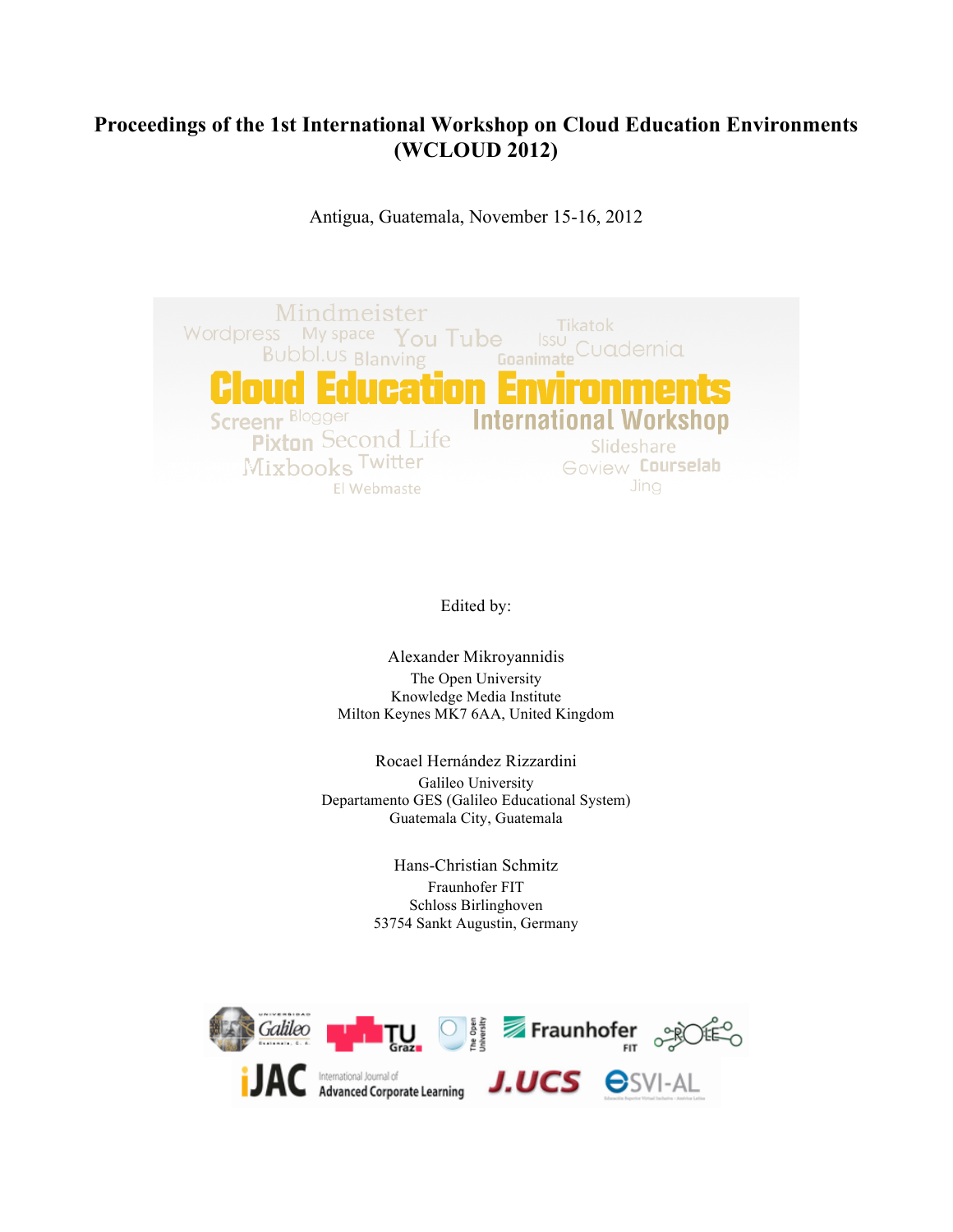# Proceedings of the 1st International Workshop on Cloud Education Environments (WCLOUD 2012)

Antigua, Guatemala, November 15-16, 2012

Edited by:

Alexander Mikroyannidis
The Open University
Knowledge Media Institute
Milton Keynes MK7 6AA, United Kingdom

Rocael Hernández Rizzardini
Galileo University
Departamento GES (Galileo Educational System)
Guatemala City, Guatemala

Hans-Christian Schmitz
Fraunhofer FIT
Schloss Birlinghoven
53754 Sankt Augustin, Germany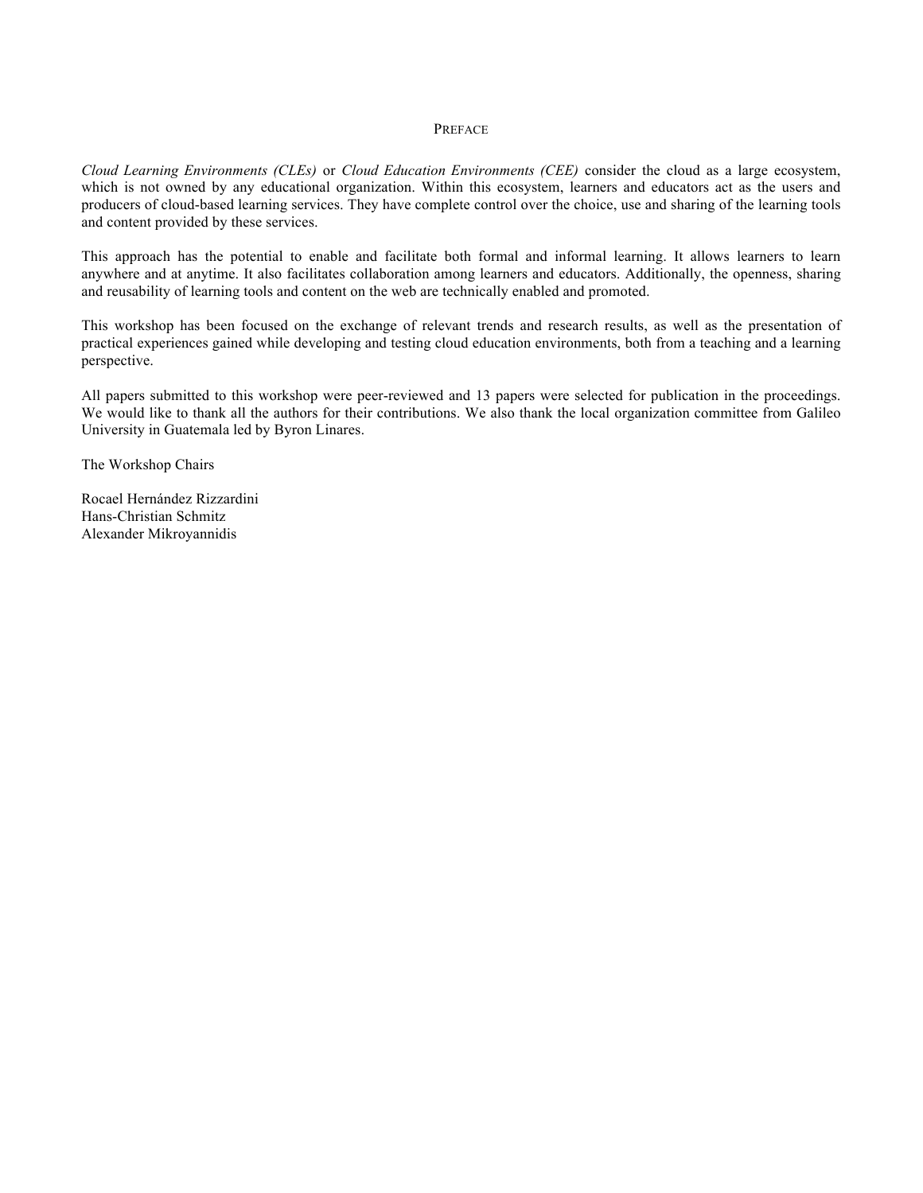# Preface

*Cloud Learning Environments (CLEs)* or *Cloud Education Environments (CEE)* consider the cloud as a large ecosystem, which is not owned by any educational organization. Within this ecosystem, learners and educators act as the users and producers of cloud-based learning services. They have complete control over the choice, use and sharing of the learning tools and content provided by these services.

This approach has the potential to enable and facilitate both formal and informal learning. It allows learners to learn anywhere and at anytime. It also facilitates collaboration among learners and educators. Additionally, the openness, sharing and reusability of learning tools and content on the web are technically enabled and promoted.

This workshop has been focused on the exchange of relevant trends and research results, as well as the presentation of practical experiences gained while developing and testing cloud education environments, both from a teaching and a learning perspective.

All papers submitted to this workshop were peer-reviewed and 13 papers were selected for publication in the proceedings. We would like to thank all the authors for their contributions. We also thank the local organization committee from Galileo University in Guatemala led by Byron Linares.

The Workshop Chairs

Rocael Hernández Rizzardini
Hans-Christian Schmitz
Alexander Mikroyannidis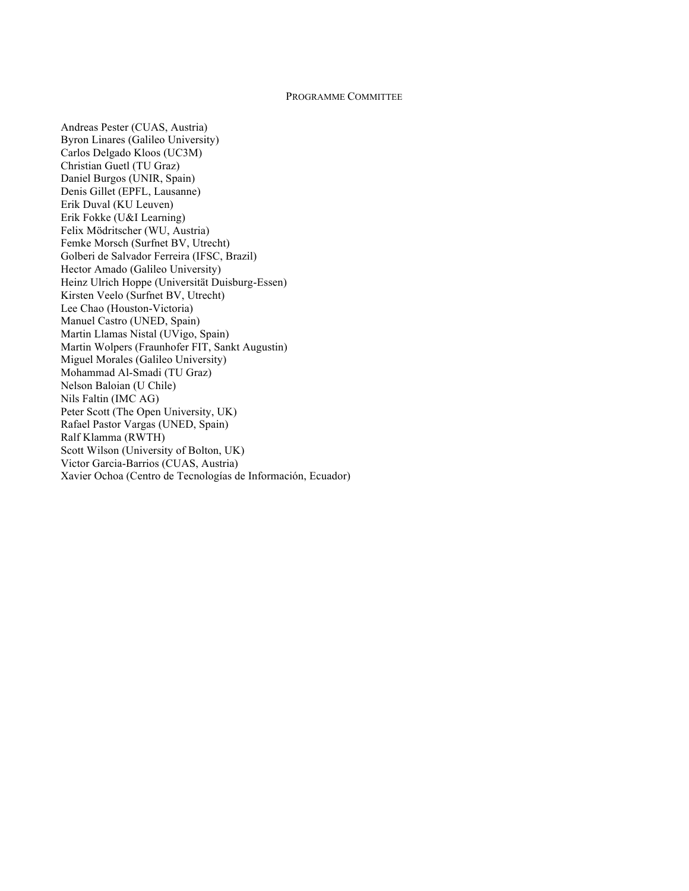## Programme Committee

Andreas Pester (CUAS, Austria)
Byron Linares (Galileo University)
Carlos Delgado Kloos (UC3M)
Christian Guetl (TU Graz)
Daniel Burgos (UNIR, Spain)
Denis Gillet (EPFL, Lausanne)
Erik Duval (KU Leuven)
Erik Fokke (U&I Learning)
Felix Mödritscher (WU, Austria)
Femke Morsch (Surfnet BV, Utrecht)
Golberi de Salvador Ferreira (IFSC, Brazil)
Hector Amado (Galileo University)
Heinz Ulrich Hoppe (Universität Duisburg-Essen)
Kirsten Veelo (Surfnet BV, Utrecht)
Lee Chao (Houston-Victoria)
Manuel Castro (UNED, Spain)
Martin Llamas Nistal (UVigo, Spain)
Martin Wolpers (Fraunhofer FIT, Sankt Augustin)
Miguel Morales (Galileo University)
Mohammad Al-Smadi (TU Graz)
Nelson Baloian (U Chile)
Nils Faltin (IMC AG)
Peter Scott (The Open University, UK)
Rafael Pastor Vargas (UNED, Spain)
Ralf Klamma (RWTH)
Scott Wilson (University of Bolton, UK)
Victor Garcia-Barrios (CUAS, Austria)
Xavier Ochoa (Centro de Tecnologías de Información, Ecuador)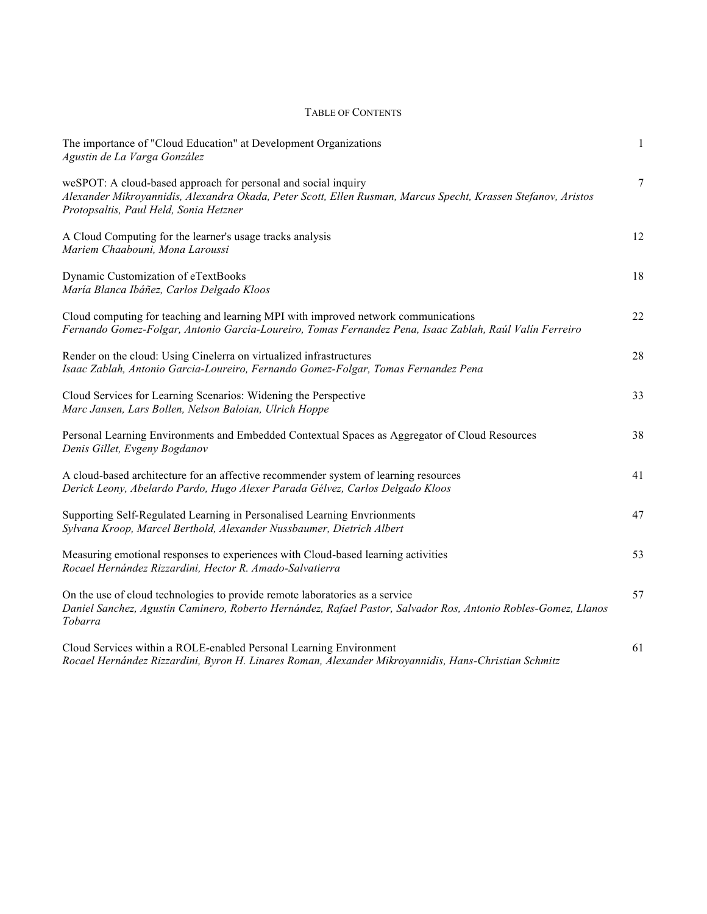# TABLE OF CONTENTS

The importance of "Cloud Education" at Development Organizations — 1
*Agustin de La Varga González*

weSPOT: A cloud-based approach for personal and social inquiry — 7
*Alexander Mikroyannidis, Alexandra Okada, Peter Scott, Ellen Rusman, Marcus Specht, Krassen Stefanov, Aristos Protopsaltis, Paul Held, Sonia Hetzner*

A Cloud Computing for the learner's usage tracks analysis — 12
*Mariem Chaabouni, Mona Laroussi*

Dynamic Customization of eTextBooks — 18
*María Blanca Ibáñez, Carlos Delgado Kloos*

Cloud computing for teaching and learning MPI with improved network communications — 22
*Fernando Gomez-Folgar, Antonio Garcia-Loureiro, Tomas Fernandez Pena, Isaac Zablah, Raúl Valín Ferreiro*

Render on the cloud: Using Cinelerra on virtualized infrastructures — 28
*Isaac Zablah, Antonio Garcia-Loureiro, Fernando Gomez-Folgar, Tomas Fernandez Pena*

Cloud Services for Learning Scenarios: Widening the Perspective — 33
*Marc Jansen, Lars Bollen, Nelson Baloian, Ulrich Hoppe*

Personal Learning Environments and Embedded Contextual Spaces as Aggregator of Cloud Resources — 38
*Denis Gillet, Evgeny Bogdanov*

A cloud-based architecture for an affective recommender system of learning resources — 41
*Derick Leony, Abelardo Pardo, Hugo Alexer Parada Gélvez, Carlos Delgado Kloos*

Supporting Self-Regulated Learning in Personalised Learning Envrionments — 47
*Sylvana Kroop, Marcel Berthold, Alexander Nussbaumer, Dietrich Albert*

Measuring emotional responses to experiences with Cloud-based learning activities — 53
*Rocael Hernández Rizzardini, Hector R. Amado-Salvatierra*

On the use of cloud technologies to provide remote laboratories as a service — 57
*Daniel Sanchez, Agustin Caminero, Roberto Hernández, Rafael Pastor, Salvador Ros, Antonio Robles-Gomez, Llanos Tobarra*

Cloud Services within a ROLE-enabled Personal Learning Environment — 61
*Rocael Hernández Rizzardini, Byron H. Linares Roman, Alexander Mikroyannidis, Hans-Christian Schmitz*